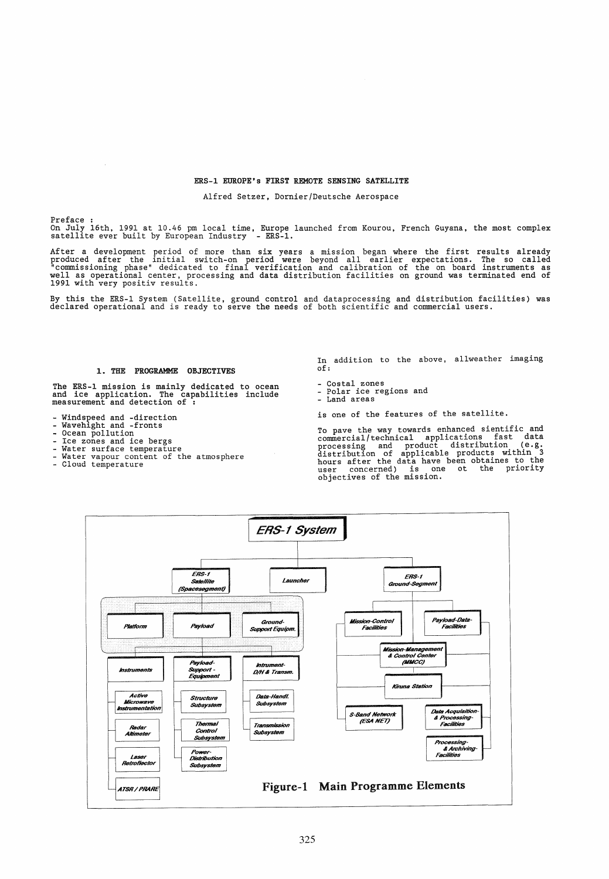# ERS-1 EUROPE's FIRST REMOTE SENSING SATELLITE

Alfred Setzer, Dornier/Deutsche Aerospace

Preface :
On July 16th, 1991 at 10.46 pm local time, Europe launched from Kourou, French Guyana, the most complex satellite ever built by European Industry - ERS-1.

After a development period of more than six years a mission began where the first results already produced after the initial switch-on period were beyond all earlier expectations. The so called "commissioning phase" dedicated to final verification and calibration of the on board instruments as well as operational center, processing and data distribution facilities on ground was terminated end of 1991 with very positiv results.

By this the ERS-1 System (Satellite, ground control and dataprocessing and distribution facilities) was declared operational and is ready to serve the needs of both scientific and commercial users.

## 1. THE PROGRAMME OBJECTIVES

The ERS-1 mission is mainly dedicated to ocean and ice application. The capabilities include measurement and detection of :

- Windspeed and -direction
- Wavehight and -fronts
- Ocean pollution
- Ice zones and ice bergs
- Water surface temperature
- Water vapour content of the atmosphere
- Cloud temperature

In addition to the above, allweather imaging of:

- Costal zones
- Polar ice regions and
- Land areas

is one of the features of the satellite.

To pave the way towards enhanced sientific and commercial/technical applications fast data processing and product distribution (e.g. distribution of applicable products within 3 hours after the data have been obtaines to the user concerned) is one ot the priority objectives of the mission.

ERS-1 System

- ERS-1 Satellite (Spacesegment)
  - Platform
  - Payload
  - Ground-Support Equipm.
  - Instruments
    - Active Microwave Instrumentation
    - Radar Altimeter
    - Laser Retroflector
    - ATSR / PRARE
  - Payload-Support-Equipment
    - Structure Subsystem
    - Thermal Control Subsystem
    - Power-Distribution Subsystem
  - Intrument-D/H & Transm.
    - Data-Handl. Subsystem
    - Transmission Subsystem
- Launcher
- ERS-1 Ground-Segment
  - Mission-Control Facilities
  - Payload-Data-Facilities
  - Mission-Management & Control Center (MMCC)
  - Kiruna Station
  - S-Band Network (ESA NET)
  - Data Acquisition- & Processing-Facilities
  - Processing- & Archiving-Facilities

Figure-1 Main Programme Elements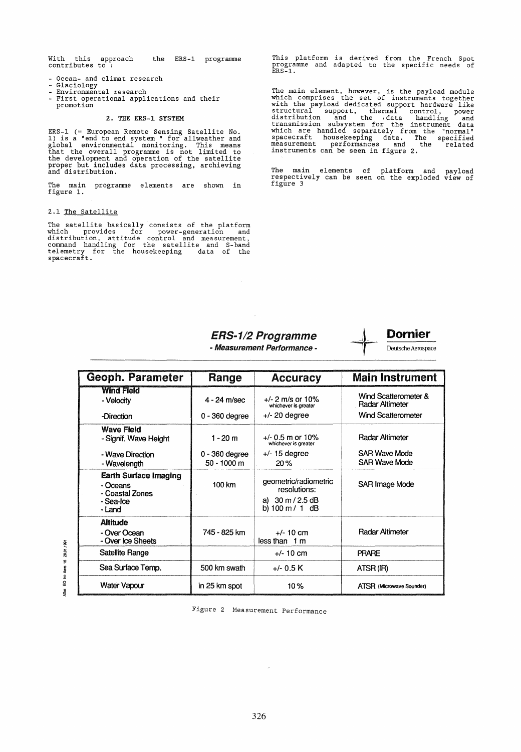With this approach the ERS-1 programme contributes to :

- Ocean- and climat research
- Glaciology
- Environmental research
- First operational applications and their promotion

## 2. THE ERS-1 SYSTEM

ERS-1 (= European Remote Sensing Satellite No. 1) is a "end to end system " for allweather and global environmental monitoring. This means that the overall programme is not limited to the development and operation of the satellite proper but includes data processing, archieving and distribution.

The main programme elements are shown in figure 1.

### 2.1 The Satellite

The satellite basically consists of the platform which provides for power-generation and distribution, attitude control and measurement, command handling for the satellite and S-band telemetry for the housekeeping data of the spacecraft.

This platform is derived from the French Spot programme and adapted to the specific needs of ERS-1.

The main element, however, is the payload module which comprises the set of instruments together with the payload dedicated support hardware like structural support, thermal control, power distribution and the data handling and transmission subsystem for the instrument data which are handled separately from the "normal" spacecraft housekeeping data. The specified measurement performances and the related instruments can be seen in figure 2.

The main elements of platform and payload respectively can be seen on the exploded view of figure 3

***ERS-1/2 Programme***
***- Measurement Performance -***

**Dornier** Deutsche Aerospace

| Geoph. Parameter | Range | Accuracy | Main Instrument |
|---|---|---|---|
| **Wind Field** | | | |
| - Velocity | 4 - 24 m/sec | +/- 2 m/s or 10% whichever is greater | Wind Scatterometer & Radar Altimeter |
| -Direction | 0 - 360 degree | +/- 20 degree | Wind Scatterometer |
| **Wave Field** | | | |
| - Signif. Wave Height | 1 - 20 m | +/- 0.5 m or 10% whichever is greater | Radar Altimeter |
| - Wave Direction | 0 - 360 degree | +/- 15 degree | SAR Wave Mode |
| - Wavelength | 50 - 1000 m | 20 % | SAR Wave Mode |
| **Earth Surface Imaging** - Oceans - Coastal Zones - Sea-Ice - Land | 100 km | geometric/radiometric resolutions: a) 30 m / 2.5 dB b) 100 m / 1 dB | SAR Image Mode |
| **Altitude** | | | |
| - Over Ocean | 745 - 825 km | +/- 10 cm | Radar Altimeter |
| - Over Ice Sheets | | less than 1 m | |
| Satellite Range | | +/- 10 cm | PRARE |
| Sea Surface Temp. | 500 km swath | +/- 0.5 K | ATSR (IR) |
| Water Vapour | in 25 km spot | 10 % | ATSR (Microwave Sounder) |

ASat EO Int. Aero 16 28.01.1991

Figure 2 Measurement Performance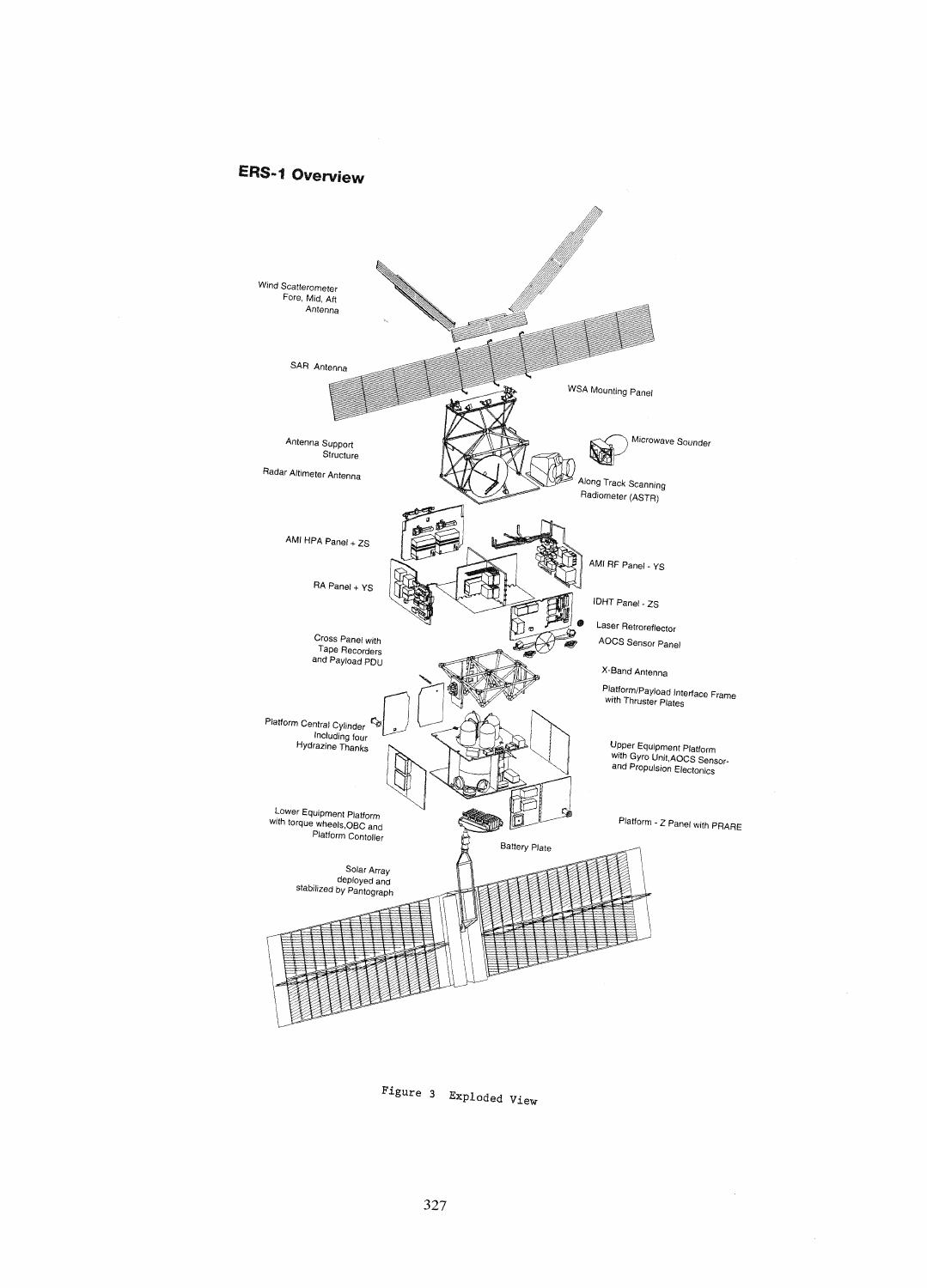## ERS-1 Overview

Wind Scatterometer Fore, Mid, Aft Antenna

SAR Antenna

WSA Mounting Panel

Antenna Support Structure

Microwave Sounder

Radar Altimeter Antenna

Along Track Scanning Radiometer (ASTR)

AMI HPA Panel + ZS

AMI RF Panel - YS

RA Panel + YS

IDHT Panel - ZS

Laser Retroreflector

AOCS Sensor Panel

Cross Panel with Tape Recorders and Payload PDU

X-Band Antenna

Platform/Payload Interface Frame with Thruster Plates

Platform Central Cylinder Including four Hydrazine Thanks

Upper Equipment Platform with Gyro Unit,AOCS Sensor- and Propulsion Electonics

Lower Equipment Platform with torque wheels,OBC and Platform Contoller

Platform - Z Panel with PRARE

Battery Plate

Solar Array deployed and stabilized by Pantograph

Figure 3 Exploded View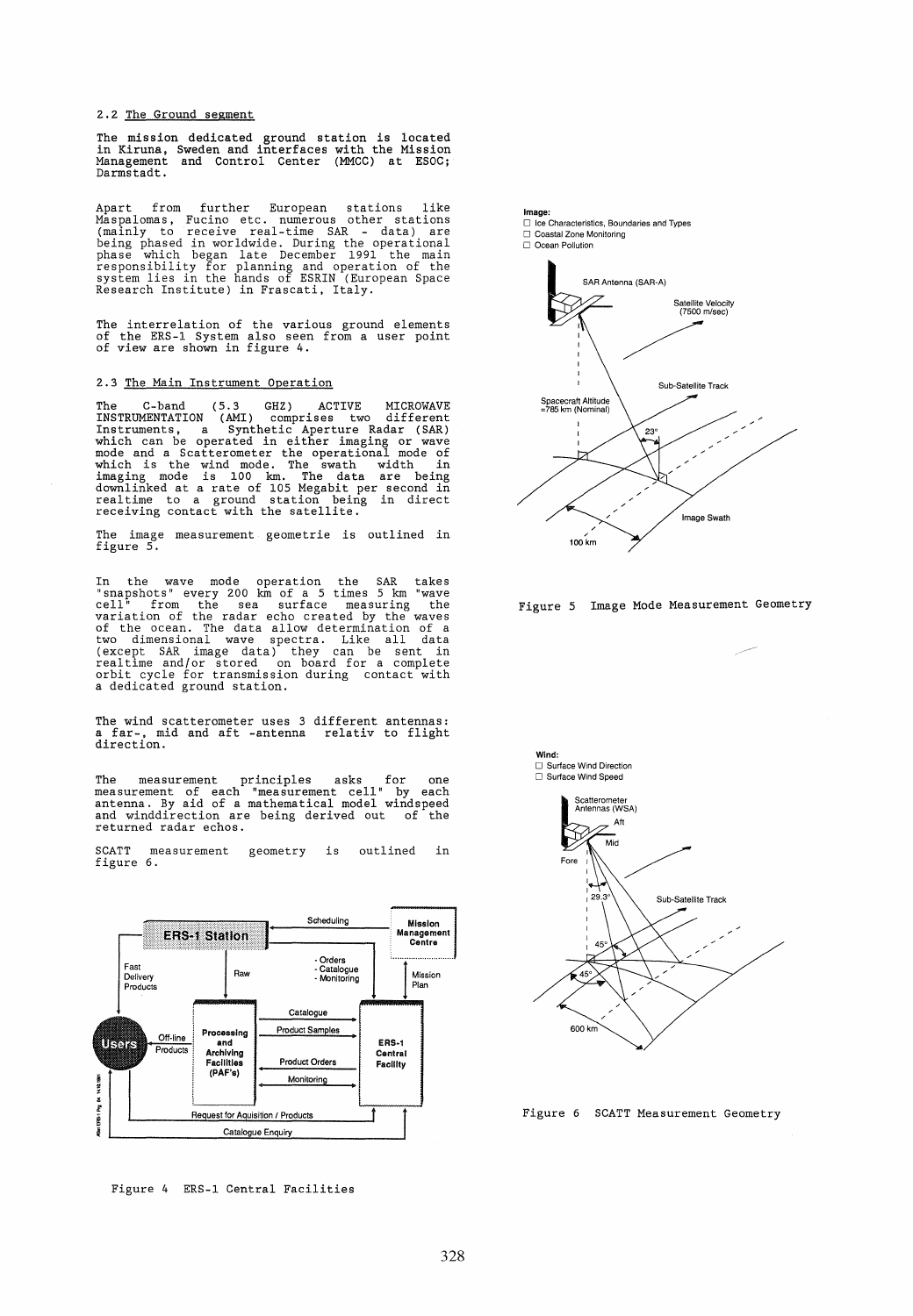## 2.2 The Ground segment

The mission dedicated ground station is located in Kiruna, Sweden and interfaces with the Mission Management and Control Center (MMCC) at ESOC; Darmstadt.

Apart from further European stations like Maspalomas, Fucino etc. numerous other stations (mainly to receive real-time SAR - data) are being phased in worldwide. During the operational phase which began late December 1991 the main responsibility for planning and operation of the system lies in the hands of ESRIN (European Space Research Institute) in Frascati, Italy.

The interrelation of the various ground elements of the ERS-1 System also seen from a user point of view are shown in figure 4.

## 2.3 The Main Instrument Operation

The C-band (5.3 GHZ) ACTIVE MICROWAVE INSTRUMENTATION (AMI) comprises two different Instruments, a Synthetic Aperture Radar (SAR) which can be operated in either imaging or wave mode and a Scatterometer the operational mode of which is the wind mode. The swath width in imaging mode is 100 km. The data are being downlinked at a rate of 105 Megabit per second in realtime to a ground station being in direct receiving contact with the satellite.

The image measurement geometrie is outlined in figure 5.

In the wave mode operation the SAR takes "snapshots" every 200 km of a 5 times 5 km "wave cell" from the sea surface measuring the variation of the radar echo created by the waves of the ocean. The data allow determination of a two dimensional wave spectra. Like all data (except SAR image data) they can be sent in realtime and/or stored on board for a complete orbit cycle for transmission during contact with a dedicated ground station.

The wind scatterometer uses 3 different antennas: a far-, mid and aft -antenna relativ to flight direction.

The measurement principles asks for one measurement of each "measurement cell" by each antenna. By aid of a mathematical model windspeed and winddirection are being derived out of the returned radar echos.

SCATT measurement geometry is outlined in figure 6.

Figure 4 ERS-1 Central Facilities

Figure 5 Image Mode Measurement Geometry

Figure 6 SCATT Measurement Geometry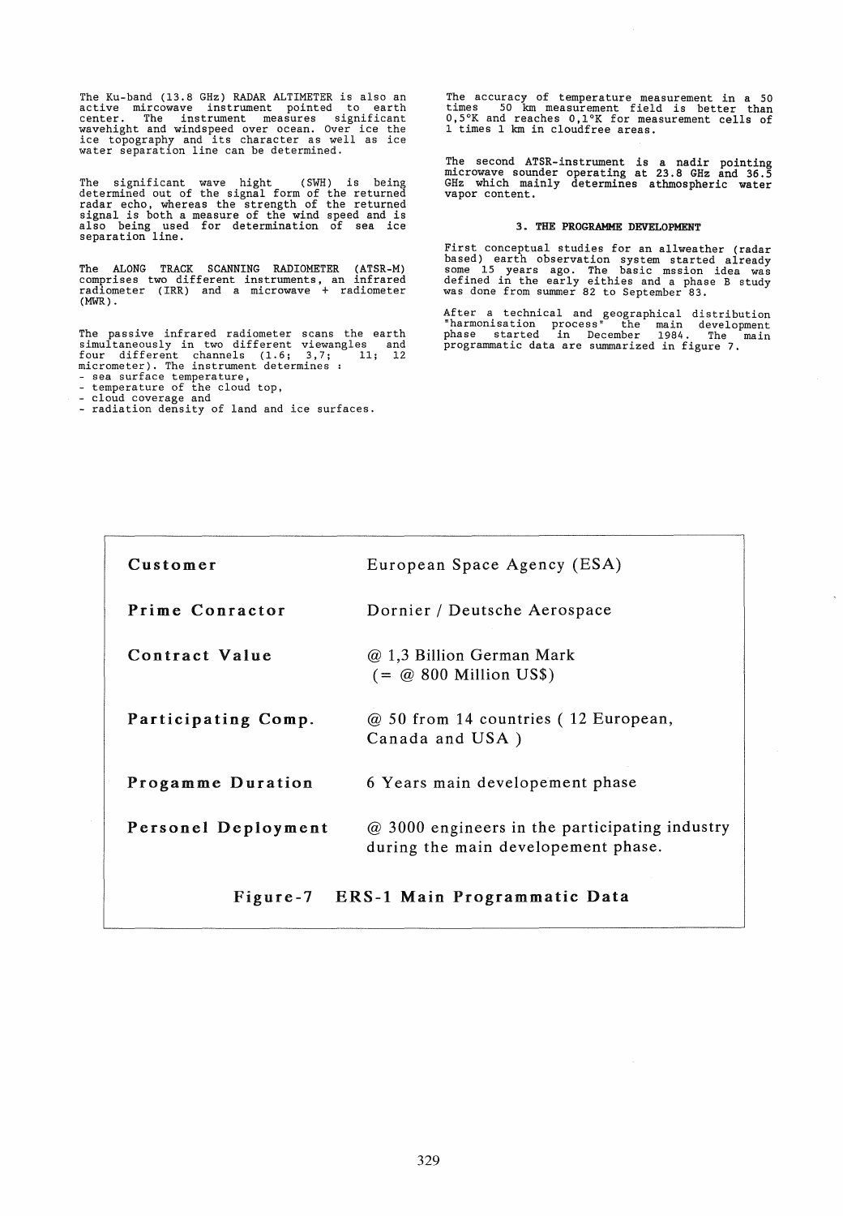The Ku-band (13.8 GHz) RADAR ALTIMETER is also an active mircowave instrument pointed to earth center. The instrument measures significant wavehight and windspeed over ocean. Over ice the ice topography and its character as well as ice water separation line can be determined.

The significant wave hight (SWH) is being determined out of the signal form of the returned radar echo, whereas the strength of the returned signal is both a measure of the wind speed and is also being used for determination of sea ice separation line.

The ALONG TRACK SCANNING RADIOMETER (ATSR-M) comprises two different instruments, an infrared radiometer (IRR) and a microwave + radiometer (MWR).

The passive infrared radiometer scans the earth simultaneously in two different viewangles and four different channels (1.6; 3,7; 11; 12 micrometer). The instrument determines :

- sea surface temperature,
- temperature of the cloud top,
- cloud coverage and
- radiation density of land and ice surfaces.

The accuracy of temperature measurement in a 50 times 50 km measurement field is better than 0,5°K and reaches 0,1°K for measurement cells of 1 times 1 km in cloudfree areas.

The second ATSR-instrument is a nadir pointing microwave sounder operating at 23.8 GHz and 36.5 GHz which mainly determines athmospheric water vapor content.

### 3. THE PROGRAMME DEVELOPMENT

First conceptual studies for an allweather (radar based) earth observation system started already some 15 years ago. The basic mssion idea was defined in the early eithies and a phase B study was done from summer 82 to September 83.

After a technical and geographical distribution "harmonisation process" the main development phase started in December 1984. The main programmatic data are summarized in figure 7.

| | |
|---|---|
| **Customer** | European Space Agency (ESA) |
| **Prime Conractor** | Dornier / Deutsche Aerospace |
| **Contract Value** | @ 1,3 Billion German Mark (= @ 800 Million US$) |
| **Participating Comp.** | @ 50 from 14 countries ( 12 European, Canada and USA ) |
| **Progamme Duration** | 6 Years main developement phase |
| **Personel Deployment** | @ 3000 engineers in the participating industry during the main developement phase. |

**Figure-7 ERS-1 Main Programmatic Data**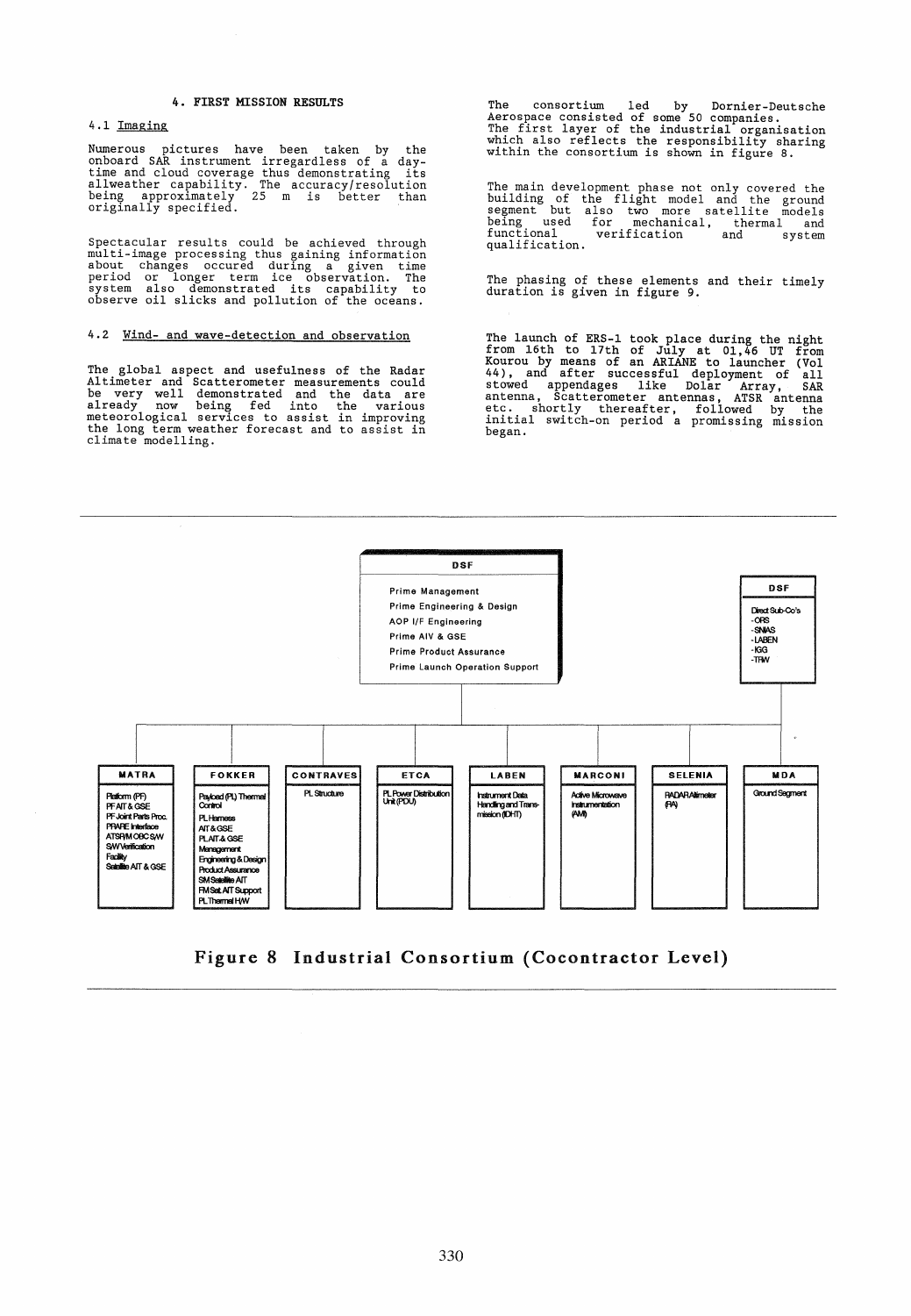## 4. FIRST MISSION RESULTS

### 4.1 Imaging

Numerous pictures have been taken by the onboard SAR instrument irregardless of a day-time and cloud coverage thus demonstrating its allweather capability. The accuracy/resolution being approximately 25 m is better than originally specified.

Spectacular results could be achieved through multi-image processing thus gaining information about changes occured during a given time period or longer term ice observation. The system also demonstrated its capability to observe oil slicks and pollution of the oceans.

### 4.2 Wind- and wave-detection and observation

The global aspect and usefulness of the Radar Altimeter and Scatterometer measurements could be very well demonstrated and the data are already now being fed into the various meteorological services to assist in improving the long term weather forecast and to assist in climate modelling.

The consortium led by Dornier-Deutsche Aerospace consisted of some 50 companies. The first layer of the industrial organisation which also reflects the responsibility sharing within the consortium is shown in figure 8.

The main development phase not only covered the building of the flight model and the ground segment but also two more satellite models being used for mechanical, thermal and functional verification and system qualification.

The phasing of these elements and their timely duration is given in figure 9.

The launch of ERS-1 took place during the night from 16th to 17th of July at 01,46 UT from Kourou by means of an ARIANE to launcher (Vol 44), and after successful deployment of all stowed appendages like Dolar Array, SAR antenna, Scatterometer antennas, ATSR antenna etc. shortly thereafter, followed by the initial switch-on period a promising mission began.

**DSF**
- Prime Management
- Prime Engineering & Design
- AOP I/F Engineering
- Prime AIV & GSE
- Prime Product Assurance
- Prime Launch Operation Support

**DSF**
- Direct Sub-Co's
- -ORS
- -SNIAS
- -LABEN
- -IGG
- -TRW

| MATRA | FOKKER | CONTRAVES | ETCA | LABEN | MARCONI | SELENIA | MDA |
|---|---|---|---|---|---|---|---|
| Platform (PF)<br>PF AIT & GSE<br>PF Joint Parts Proc.<br>PRARE Interface<br>ATSR/M OBC S/W<br>S/W Verification Facility<br>Satellite AIT & GSE | Payload (PL) Thermal Control<br>PL Harness<br>AIT & GSE<br>PL AIT & GSE<br>Management<br>Engineering & Design<br>Product Assurance<br>SM Satellite AIT<br>FM Sat. AIT Support<br>PL Thermal H/W | PL Structure | PL Power Distribution Unit (PDU) | Instrument Data Handling and Transmission (IDHT) | Active Microwave Instrumentation (AMI) | RADAR Altimeter (RA) | Ground Segment |

**Figure 8 Industrial Consortium (Cocontractor Level)**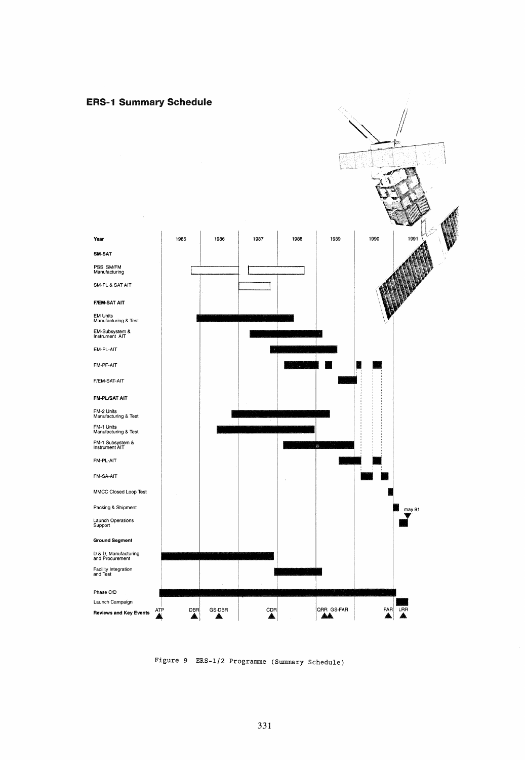## ERS-1 Summary Schedule

| Year | 1985 | 1986 | 1987 | 1988 | 1989 | 1990 | 1991 |
|---|---|---|---|---|---|---|---|
| **SM-SAT** | | | | | | | |
| PSS SM/FM Manufacturing | | | | | | | |
| SM-PL & SAT AIT | | | | | | | |
| **F/EM-SAT AIT** | | | | | | | |
| EM Units Manufacturing & Test | | | | | | | |
| EM-Subsystem & Instrument AIT | | | | | | | |
| EM-PL-AIT | | | | | | | |
| FM-PF-AIT | | | | | | | |
| F/EM-SAT-AIT | | | | | | | |
| **FM-PL/SAT AIT** | | | | | | | |
| FM-2 Units Manufacturing & Test | | | | | | | |
| FM-1 Units Manufacturing & Test | | | | | | | |
| FM-1 Subsystem & Instrument AIT | | | | | | | |
| FM-PL-AIT | | | | | | | |
| FM-SA-AIT | | | | | | | |
| MMCC Closed Loop Test | | | | | | | |
| Packing & Shipment | | | | | | | may 91 |
| Launch Operations Support | | | | | | | |
| **Ground Segment** | | | | | | | |
| D & D, Manufacturing and Procurement | | | | | | | |
| Facility Integration and Test | | | | | | | |
| Phase C/D | | | | | | | |
| Launch Campaign | | | | | | | |
| **Reviews and Key Events** | ATP | DBR, GS-DBR | | CDR | QRR, GS-FAR | FAR | LRR |

Figure 9 ERS-1/2 Programme (Summary Schedule)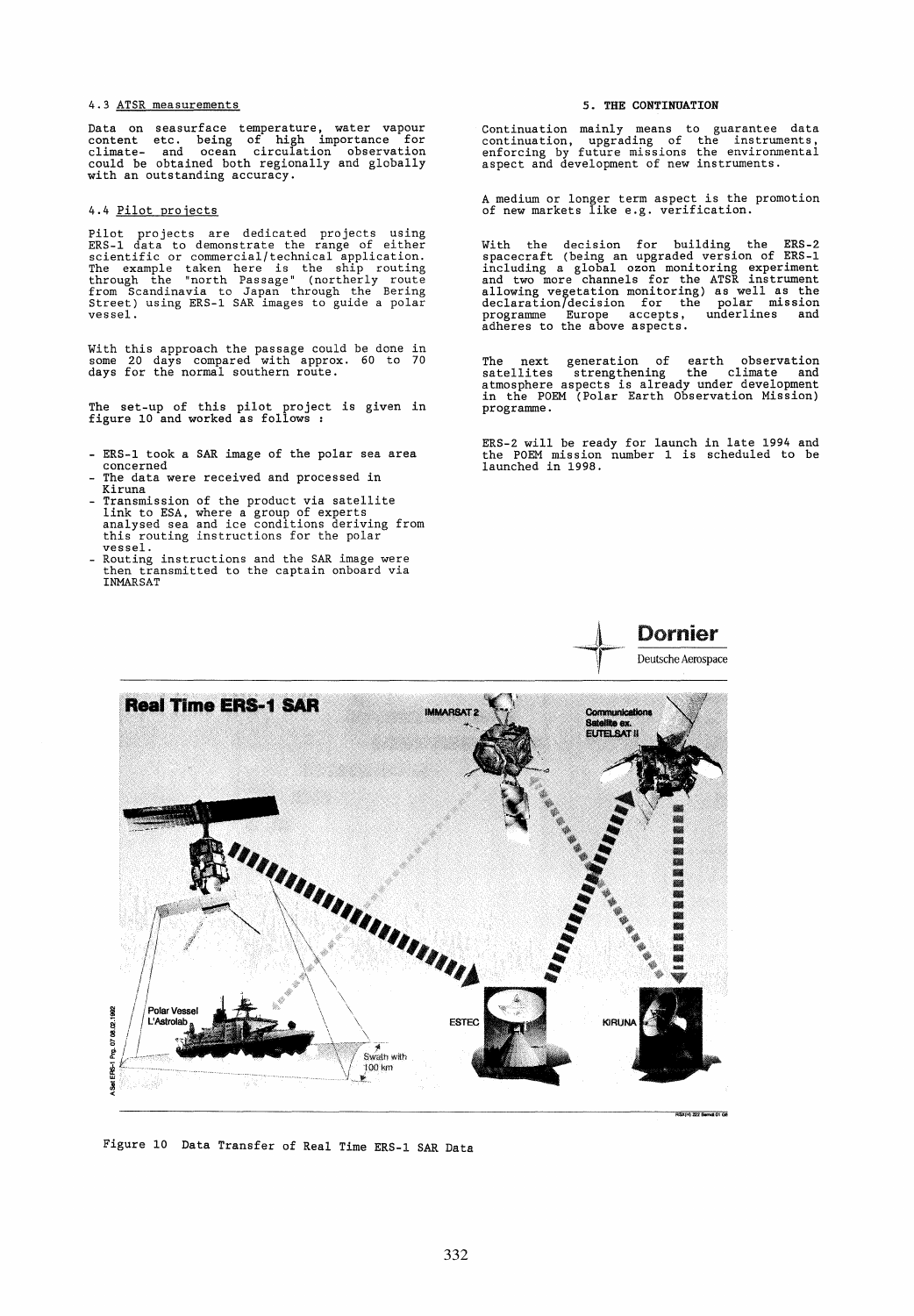### 4.3 ATSR measurements

Data on seasurface temperature, water vapour content etc. being of high importance for climate- and ocean circulation observation could be obtained both regionally and globally with an outstanding accuracy.

### 4.4 Pilot projects

Pilot projects are dedicated projects using ERS-1 data to demonstrate the range of either scientific or commercial/technical application. The example taken here is the ship routing through the "north Passage" (northerly route from Scandinavia to Japan through the Bering Street) using ERS-1 SAR images to guide a polar vessel.

With this approach the passage could be done in some 20 days compared with approx. 60 to 70 days for the normal southern route.

The set-up of this pilot project is given in figure 10 and worked as follows :

- ERS-1 took a SAR image of the polar sea area concerned
- The data were received and processed in Kiruna
- Transmission of the product via satellite link to ESA, where a group of experts analysed sea and ice conditions deriving from this routing instructions for the polar vessel.
- Routing instructions and the SAR image were then transmitted to the captain onboard via INMARSAT

## 5. THE CONTINUATION

Continuation mainly means to guarantee data continuation, upgrading of the instruments, enforcing by future missions the environmental aspect and development of new instruments.

A medium or longer term aspect is the promotion of new markets like e.g. verification.

With the decision for building the ERS-2 spacecraft (being an upgraded version of ERS-1 including a global ozon monitoring experiment and two more channels for the ATSR instrument allowing vegetation monitoring) as well as the declaration/decision for the polar mission programme Europe accepts, underlines and adheres to the above aspects.

The next generation of earth observation satellites strengthening the climate and atmosphere aspects is already under development in the POEM (Polar Earth Observation Mission) programme.

ERS-2 will be ready for launch in late 1994 and the POEM mission number 1 is scheduled to be launched in 1998.

Dornier
Deutsche Aerospace

Real Time ERS-1 SAR
IMMARSAT 2
Communications Satellite ex. EUTELSAT II
Polar Vessel L'Astrolab
Swath with 100 km
ESTEC
KIRUNA

Figure 10 Data Transfer of Real Time ERS-1 SAR Data